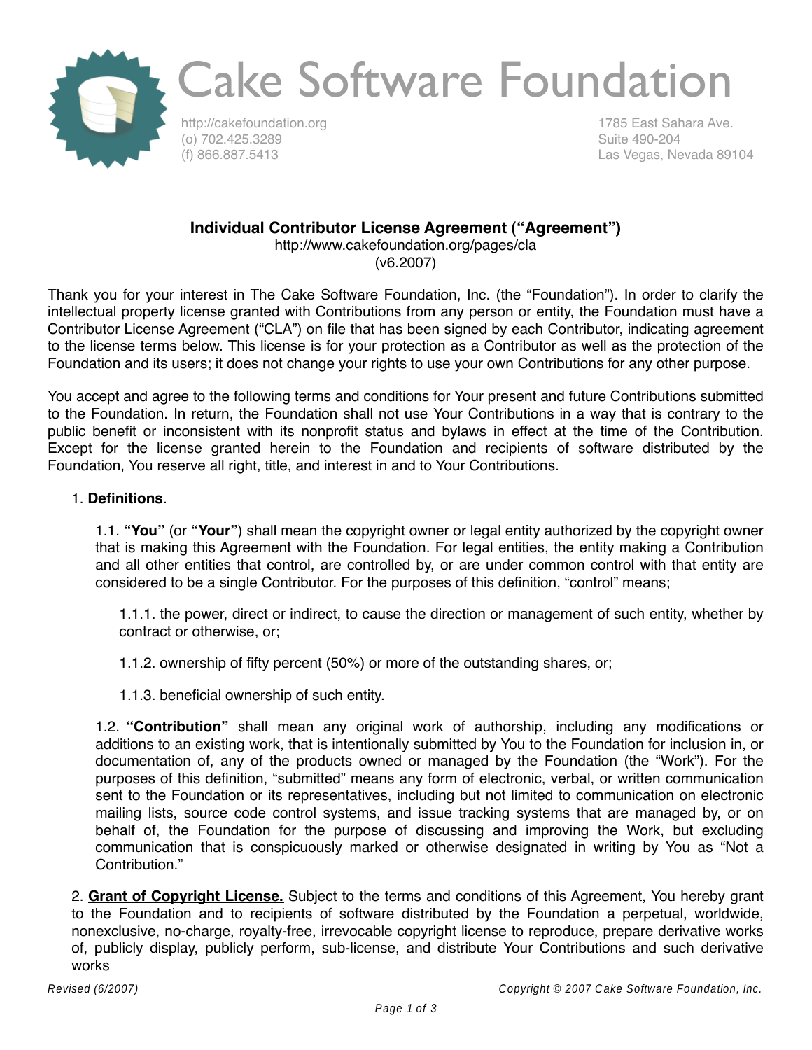# Cake Software Foundation

http://cakefoundation.org
(o) 702.425.3289
(f) 866.887.5413

1785 East Sahara Ave.
Suite 490-204
Las Vegas, Nevada 89104

## Individual Contributor License Agreement (“Agreement”)

http://www.cakefoundation.org/pages/cla
(v6.2007)

Thank you for your interest in The Cake Software Foundation, Inc. (the “Foundation”). In order to clarify the intellectual property license granted with Contributions from any person or entity, the Foundation must have a Contributor License Agreement (“CLA”) on file that has been signed by each Contributor, indicating agreement to the license terms below. This license is for your protection as a Contributor as well as the protection of the Foundation and its users; it does not change your rights to use your own Contributions for any other purpose.

You accept and agree to the following terms and conditions for Your present and future Contributions submitted to the Foundation. In return, the Foundation shall not use Your Contributions in a way that is contrary to the public benefit or inconsistent with its nonprofit status and bylaws in effect at the time of the Contribution. Except for the license granted herein to the Foundation and recipients of software distributed by the Foundation, You reserve all right, title, and interest in and to Your Contributions.

1. **Definitions**.

1.1. **“You”** (or **“Your”**) shall mean the copyright owner or legal entity authorized by the copyright owner that is making this Agreement with the Foundation. For legal entities, the entity making a Contribution and all other entities that control, are controlled by, or are under common control with that entity are considered to be a single Contributor. For the purposes of this definition, “control” means;

1.1.1. the power, direct or indirect, to cause the direction or management of such entity, whether by contract or otherwise, or;

1.1.2. ownership of fifty percent (50%) or more of the outstanding shares, or;

1.1.3. beneficial ownership of such entity.

1.2. **“Contribution”** shall mean any original work of authorship, including any modifications or additions to an existing work, that is intentionally submitted by You to the Foundation for inclusion in, or documentation of, any of the products owned or managed by the Foundation (the “Work”). For the purposes of this definition, “submitted” means any form of electronic, verbal, or written communication sent to the Foundation or its representatives, including but not limited to communication on electronic mailing lists, source code control systems, and issue tracking systems that are managed by, or on behalf of, the Foundation for the purpose of discussing and improving the Work, but excluding communication that is conspicuously marked or otherwise designated in writing by You as “Not a Contribution.”

2. **Grant of Copyright License.** Subject to the terms and conditions of this Agreement, You hereby grant to the Foundation and to recipients of software distributed by the Foundation a perpetual, worldwide, nonexclusive, no-charge, royalty-free, irrevocable copyright license to reproduce, prepare derivative works of, publicly display, publicly perform, sub-license, and distribute Your Contributions and such derivative works

*Revised (6/2007)* *Copyright © 2007 Cake Software Foundation, Inc.*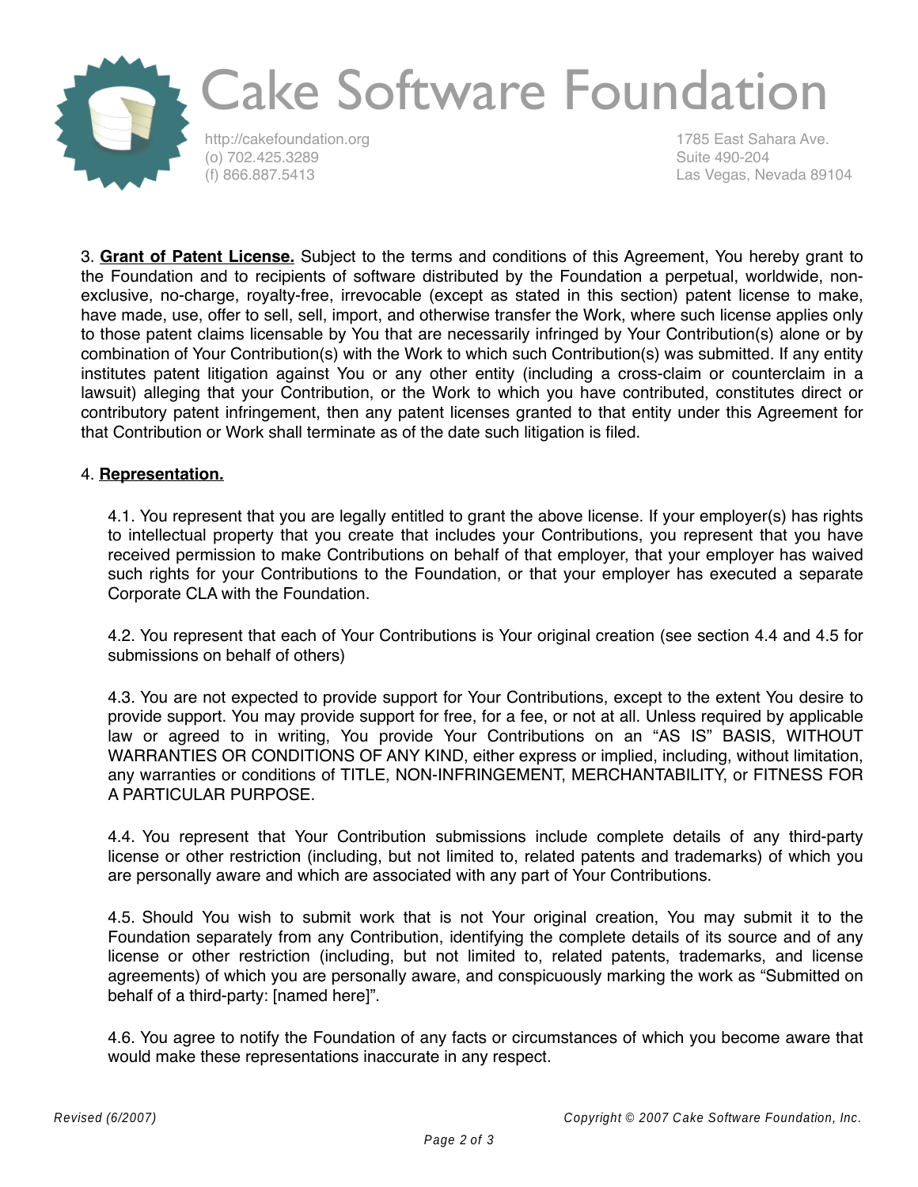3. **Grant of Patent License.** Subject to the terms and conditions of this Agreement, You hereby grant to the Foundation and to recipients of software distributed by the Foundation a perpetual, worldwide, non-exclusive, no-charge, royalty-free, irrevocable (except as stated in this section) patent license to make, have made, use, offer to sell, sell, import, and otherwise transfer the Work, where such license applies only to those patent claims licensable by You that are necessarily infringed by Your Contribution(s) alone or by combination of Your Contribution(s) with the Work to which such Contribution(s) was submitted. If any entity institutes patent litigation against You or any other entity (including a cross-claim or counterclaim in a lawsuit) alleging that your Contribution, or the Work to which you have contributed, constitutes direct or contributory patent infringement, then any patent licenses granted to that entity under this Agreement for that Contribution or Work shall terminate as of the date such litigation is filed.

4. **Representation.**

4.1. You represent that you are legally entitled to grant the above license. If your employer(s) has rights to intellectual property that you create that includes your Contributions, you represent that you have received permission to make Contributions on behalf of that employer, that your employer has waived such rights for your Contributions to the Foundation, or that your employer has executed a separate Corporate CLA with the Foundation.

4.2. You represent that each of Your Contributions is Your original creation (see section 4.4 and 4.5 for submissions on behalf of others)

4.3. You are not expected to provide support for Your Contributions, except to the extent You desire to provide support. You may provide support for free, for a fee, or not at all. Unless required by applicable law or agreed to in writing, You provide Your Contributions on an "AS IS" BASIS, WITHOUT WARRANTIES OR CONDITIONS OF ANY KIND, either express or implied, including, without limitation, any warranties or conditions of TITLE, NON-INFRINGEMENT, MERCHANTABILITY, or FITNESS FOR A PARTICULAR PURPOSE.

4.4. You represent that Your Contribution submissions include complete details of any third-party license or other restriction (including, but not limited to, related patents and trademarks) of which you are personally aware and which are associated with any part of Your Contributions.

4.5. Should You wish to submit work that is not Your original creation, You may submit it to the Foundation separately from any Contribution, identifying the complete details of its source and of any license or other restriction (including, but not limited to, related patents, trademarks, and license agreements) of which you are personally aware, and conspicuously marking the work as "Submitted on behalf of a third-party: [named here]".

4.6. You agree to notify the Foundation of any facts or circumstances of which you become aware that would make these representations inaccurate in any respect.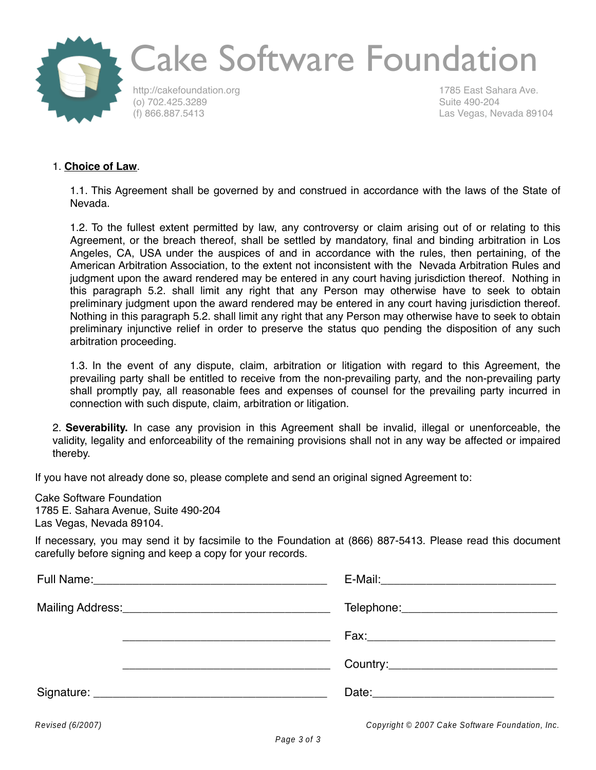# Cake Software Foundation

http://cakefoundation.org
(o) 702.425.3289
(f) 866.887.5413

1785 East Sahara Ave.
Suite 490-204
Las Vegas, Nevada 89104

1. **Choice of Law**.

   1.1. This Agreement shall be governed by and construed in accordance with the laws of the State of Nevada.

   1.2. To the fullest extent permitted by law, any controversy or claim arising out of or relating to this Agreement, or the breach thereof, shall be settled by mandatory, final and binding arbitration in Los Angeles, CA, USA under the auspices of and in accordance with the rules, then pertaining, of the American Arbitration Association, to the extent not inconsistent with the Nevada Arbitration Rules and judgment upon the award rendered may be entered in any court having jurisdiction thereof. Nothing in this paragraph 5.2. shall limit any right that any Person may otherwise have to seek to obtain preliminary judgment upon the award rendered may be entered in any court having jurisdiction thereof. Nothing in this paragraph 5.2. shall limit any right that any Person may otherwise have to seek to obtain preliminary injunctive relief in order to preserve the status quo pending the disposition of any such arbitration proceeding.

   1.3. In the event of any dispute, claim, arbitration or litigation with regard to this Agreement, the prevailing party shall be entitled to receive from the non-prevailing party, and the non-prevailing party shall promptly pay, all reasonable fees and expenses of counsel for the prevailing party incurred in connection with such dispute, claim, arbitration or litigation.

2. **Severability.** In case any provision in this Agreement shall be invalid, illegal or unenforceable, the validity, legality and enforceability of the remaining provisions shall not in any way be affected or impaired thereby.

If you have not already done so, please complete and send an original signed Agreement to:

Cake Software Foundation
1785 E. Sahara Avenue, Suite 490-204
Las Vegas, Nevada 89104.

If necessary, you may send it by facsimile to the Foundation at (866) 887-5413. Please read this document carefully before signing and keep a copy for your records.

Full Name:____________________________________ E-Mail:___________________________

Mailing Address:________________________________ Telephone:________________________

________________________________ Fax:_____________________________

________________________________ Country:__________________________

Signature: ____________________________________ Date:____________________________

*Revised (6/2007)*

*Copyright © 2007 Cake Software Foundation, Inc.*